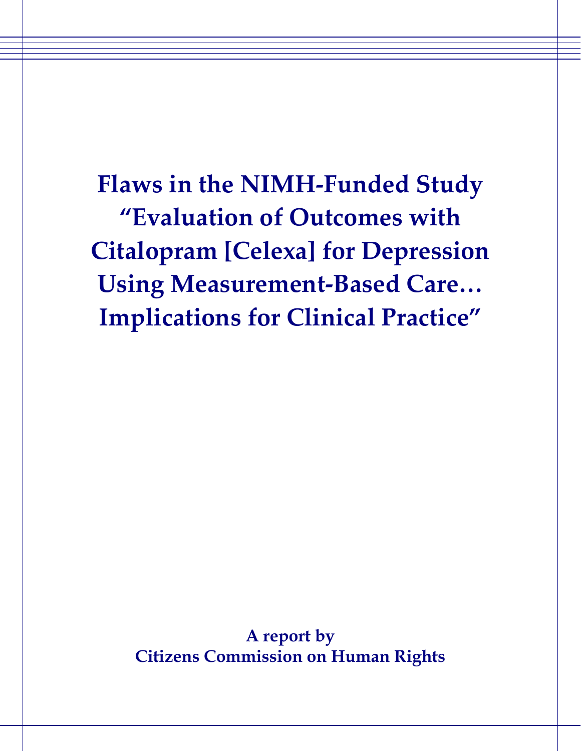# Flaws in the NIMH-Funded Study "Evaluation of Outcomes with Citalopram [Celexa] for Depression Using Measurement-Based Care… Implications for Clinical Practice"

**A report by**
**Citizens Commission on Human Rights**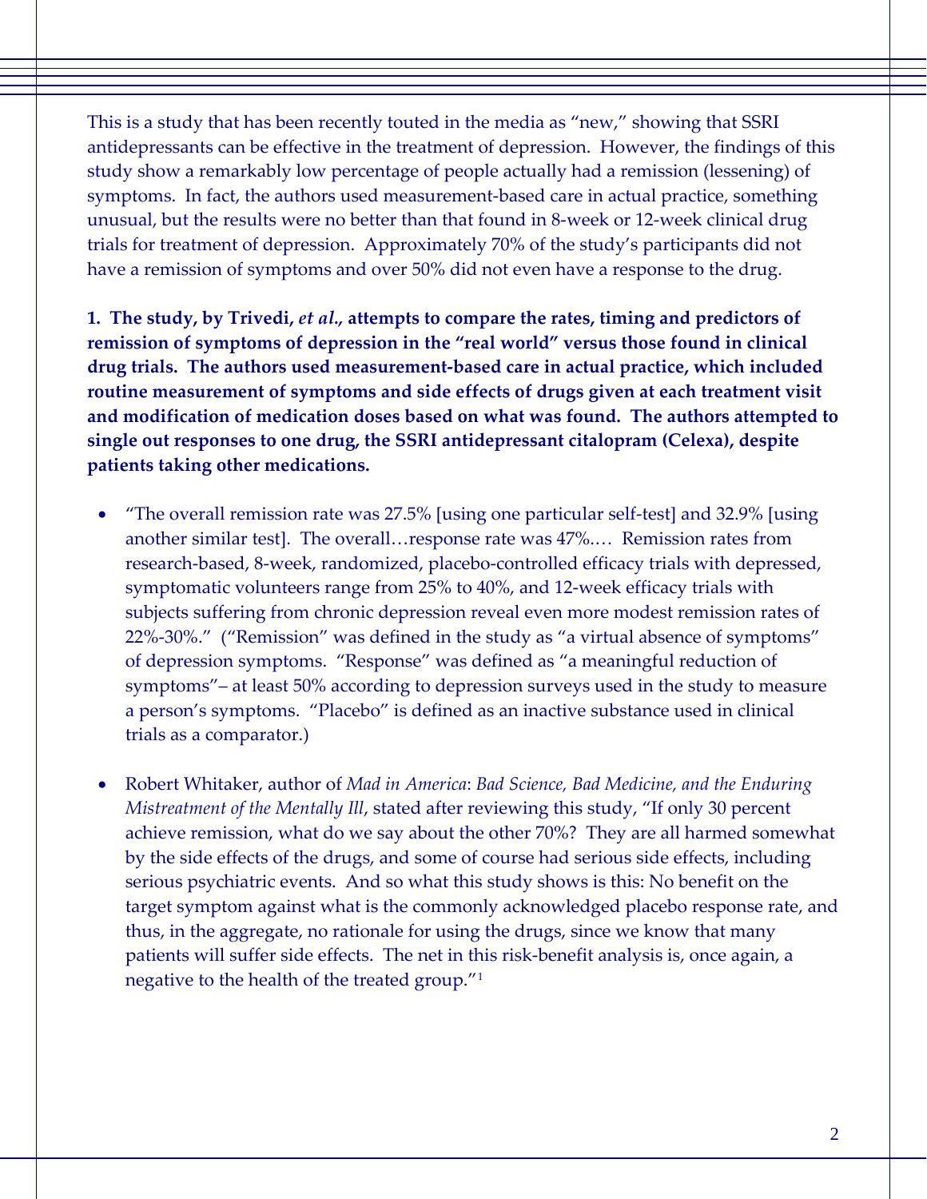This is a study that has been recently touted in the media as "new," showing that SSRI antidepressants can be effective in the treatment of depression. However, the findings of this study show a remarkably low percentage of people actually had a remission (lessening) of symptoms. In fact, the authors used measurement-based care in actual practice, something unusual, but the results were no better than that found in 8-week or 12-week clinical drug trials for treatment of depression. Approximately 70% of the study's participants did not have a remission of symptoms and over 50% did not even have a response to the drug.

**1. The study, by Trivedi, *et al.*, attempts to compare the rates, timing and predictors of remission of symptoms of depression in the "real world" versus those found in clinical drug trials. The authors used measurement-based care in actual practice, which included routine measurement of symptoms and side effects of drugs given at each treatment visit and modification of medication doses based on what was found. The authors attempted to single out responses to one drug, the SSRI antidepressant citalopram (Celexa), despite patients taking other medications.**

- "The overall remission rate was 27.5% [using one particular self-test] and 32.9% [using another similar test]. The overall…response rate was 47%.… Remission rates from research-based, 8-week, randomized, placebo-controlled efficacy trials with depressed, symptomatic volunteers range from 25% to 40%, and 12-week efficacy trials with subjects suffering from chronic depression reveal even more modest remission rates of 22%-30%." ("Remission" was defined in the study as "a virtual absence of symptoms" of depression symptoms. "Response" was defined as "a meaningful reduction of symptoms"– at least 50% according to depression surveys used in the study to measure a person's symptoms. "Placebo" is defined as an inactive substance used in clinical trials as a comparator.)

- Robert Whitaker, author of *Mad in America*: *Bad Science, Bad Medicine, and the Enduring Mistreatment of the Mentally Ill*, stated after reviewing this study, "If only 30 percent achieve remission, what do we say about the other 70%? They are all harmed somewhat by the side effects of the drugs, and some of course had serious side effects, including serious psychiatric events. And so what this study shows is this: No benefit on the target symptom against what is the commonly acknowledged placebo response rate, and thus, in the aggregate, no rationale for using the drugs, since we know that many patients will suffer side effects. The net in this risk-benefit analysis is, once again, a negative to the health of the treated group."[1]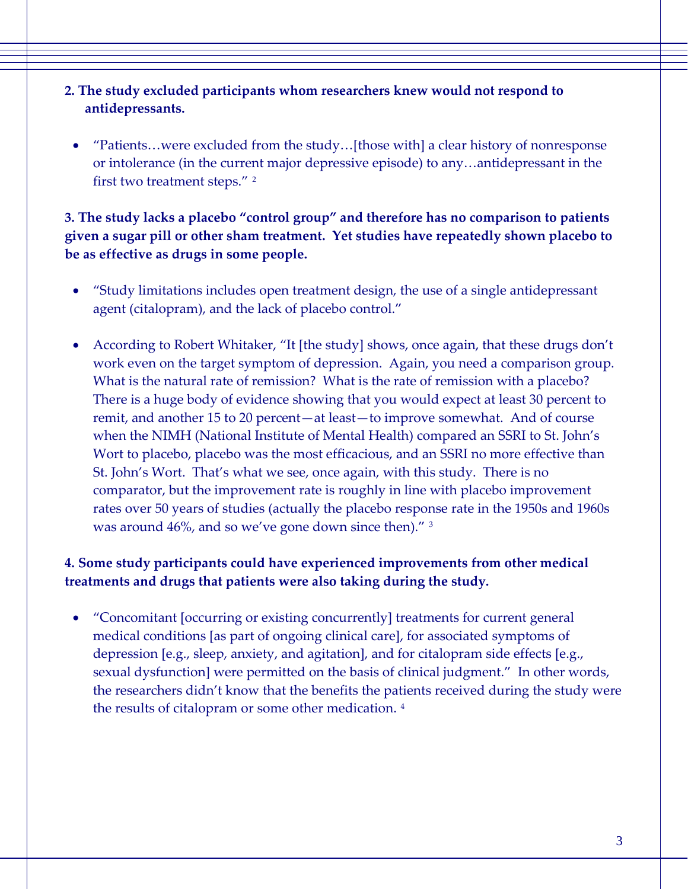**2. The study excluded participants whom researchers knew would not respond to antidepressants.**

- "Patients…were excluded from the study…[those with] a clear history of nonresponse or intolerance (in the current major depressive episode) to any…antidepressant in the first two treatment steps." [2]

**3. The study lacks a placebo "control group" and therefore has no comparison to patients given a sugar pill or other sham treatment. Yet studies have repeatedly shown placebo to be as effective as drugs in some people.**

- "Study limitations includes open treatment design, the use of a single antidepressant agent (citalopram), and the lack of placebo control."

- According to Robert Whitaker, "It [the study] shows, once again, that these drugs don't work even on the target symptom of depression. Again, you need a comparison group. What is the natural rate of remission? What is the rate of remission with a placebo? There is a huge body of evidence showing that you would expect at least 30 percent to remit, and another 15 to 20 percent—at least—to improve somewhat. And of course when the NIMH (National Institute of Mental Health) compared an SSRI to St. John's Wort to placebo, placebo was the most efficacious, and an SSRI no more effective than St. John's Wort. That's what we see, once again, with this study. There is no comparator, but the improvement rate is roughly in line with placebo improvement rates over 50 years of studies (actually the placebo response rate in the 1950s and 1960s was around 46%, and so we've gone down since then)." [3]

**4. Some study participants could have experienced improvements from other medical treatments and drugs that patients were also taking during the study.**

- "Concomitant [occurring or existing concurrently] treatments for current general medical conditions [as part of ongoing clinical care], for associated symptoms of depression [e.g., sleep, anxiety, and agitation], and for citalopram side effects [e.g., sexual dysfunction] were permitted on the basis of clinical judgment." In other words, the researchers didn't know that the benefits the patients received during the study were the results of citalopram or some other medication. [4]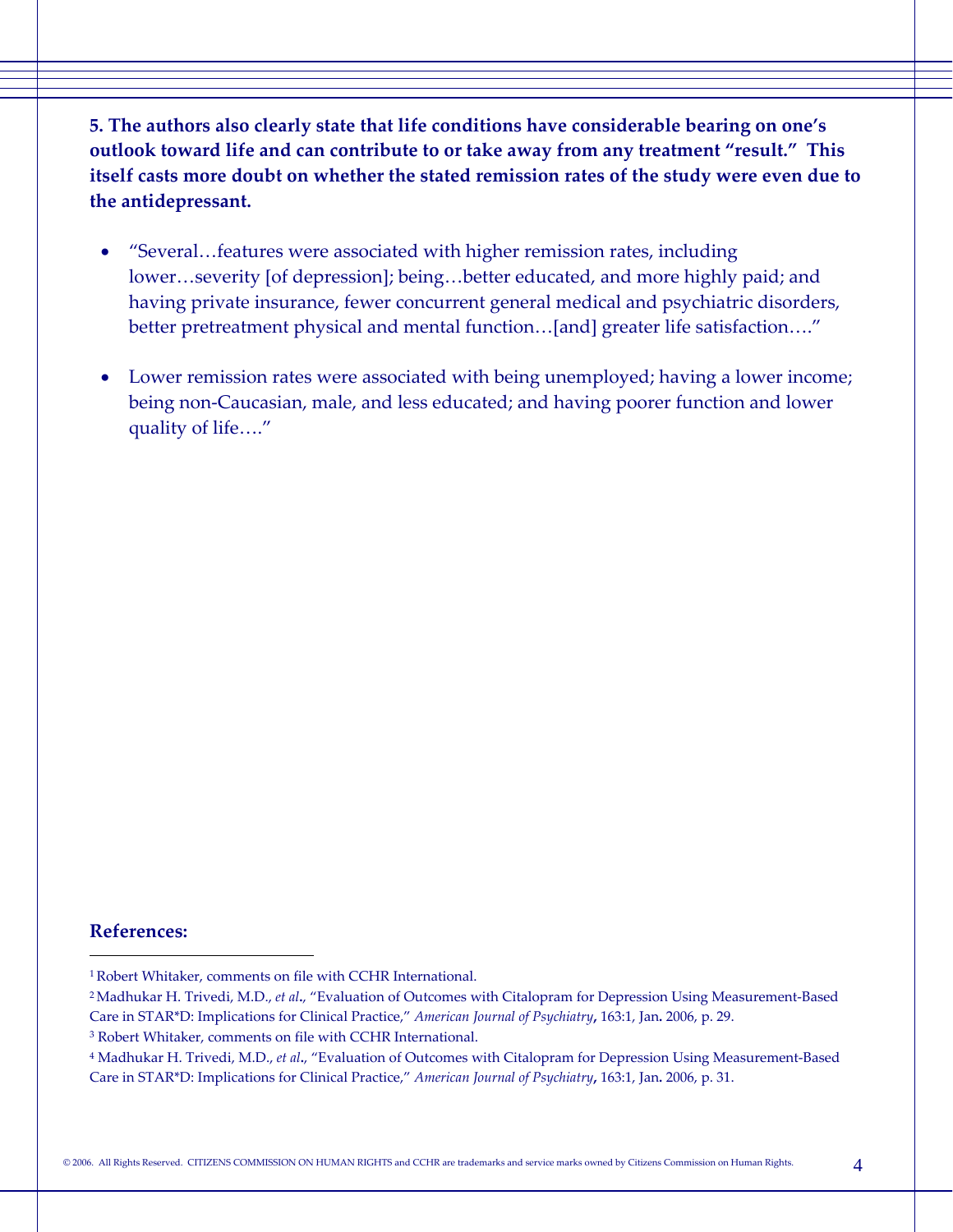**5. The authors also clearly state that life conditions have considerable bearing on one's outlook toward life and can contribute to or take away from any treatment "result." This itself casts more doubt on whether the stated remission rates of the study were even due to the antidepressant.**

- "Several…features were associated with higher remission rates, including lower…severity [of depression]; being…better educated, and more highly paid; and having private insurance, fewer concurrent general medical and psychiatric disorders, better pretreatment physical and mental function…[and] greater life satisfaction…."

- Lower remission rates were associated with being unemployed; having a lower income; being non-Caucasian, male, and less educated; and having poorer function and lower quality of life…."

**References:**

[1] Robert Whitaker, comments on file with CCHR International.

[2] Madhukar H. Trivedi, M.D., *et al*., "Evaluation of Outcomes with Citalopram for Depression Using Measurement-Based Care in STAR*D: Implications for Clinical Practice," *American Journal of Psychiatry*, 163:1, Jan. 2006, p. 29.

[3] Robert Whitaker, comments on file with CCHR International.

[4] Madhukar H. Trivedi, M.D., *et al*., "Evaluation of Outcomes with Citalopram for Depression Using Measurement-Based Care in STAR*D: Implications for Clinical Practice," *American Journal of Psychiatry*, 163:1, Jan. 2006, p. 31.

© 2006. All Rights Reserved. CITIZENS COMMISSION ON HUMAN RIGHTS and CCHR are trademarks and service marks owned by Citizens Commission on Human Rights.